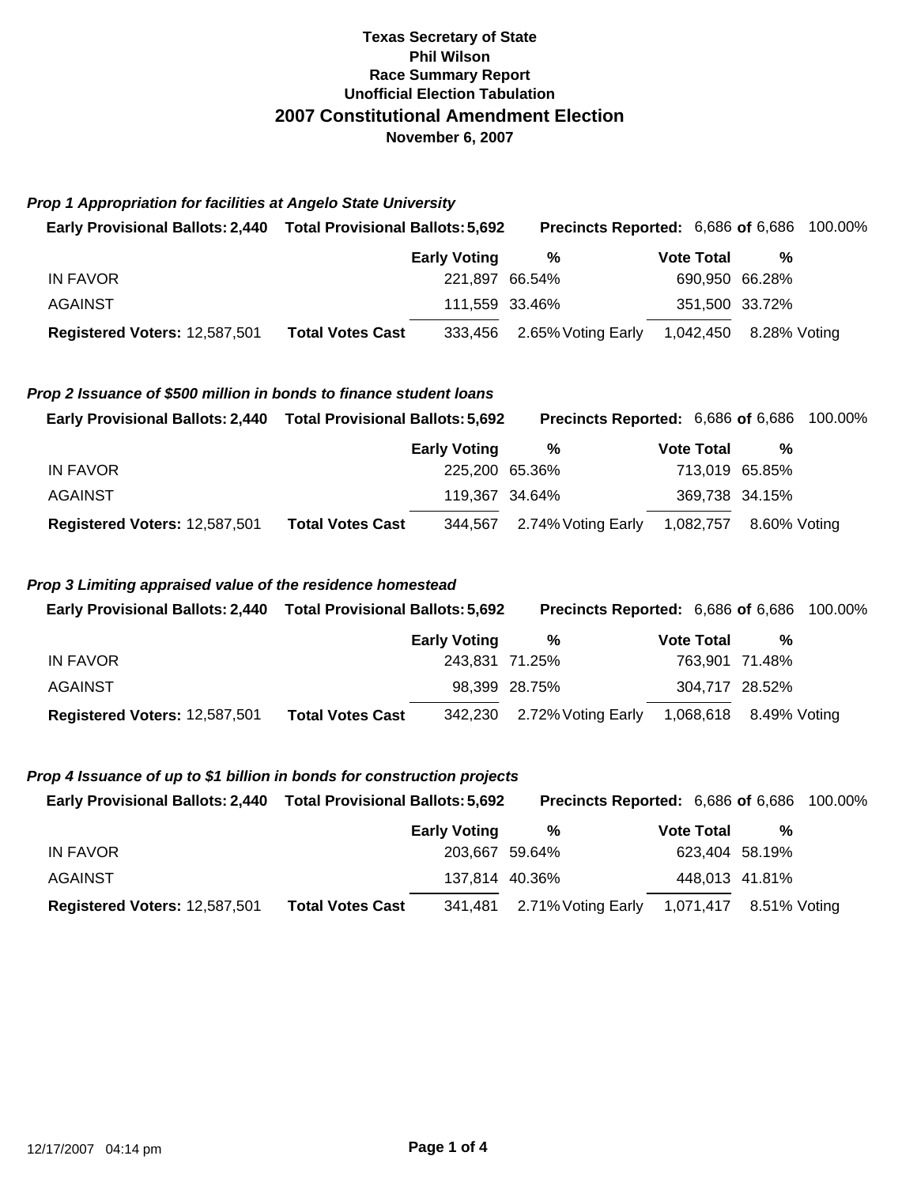**Texas Secretary of State**
**Phil Wilson**
**Race Summary Report**
**Unofficial Election Tabulation**

# 2007 Constitutional Amendment Election

**November 6, 2007**

### *Prop 1 Appropriation for facilities at Angelo State University*

**Early Provisional Ballots:** 2,440 **Total Provisional Ballots:** 5,692 **Precincts Reported:** 6,686 **of** 6,686 100.00%

| | | Early Voting | % | Vote Total | % |
|---|---|---|---|---|---|
| IN FAVOR | | 221,897 | 66.54% | 690,950 | 66.28% |
| AGAINST | | 111,559 | 33.46% | 351,500 | 33.72% |
| **Registered Voters:** 12,587,501 | **Total Votes Cast** | 333,456 | 2.65% Voting Early | 1,042,450 | 8.28% Voting |

### *Prop 2 Issuance of $500 million in bonds to finance student loans*

**Early Provisional Ballots:** 2,440 **Total Provisional Ballots:** 5,692 **Precincts Reported:** 6,686 **of** 6,686 100.00%

| | | Early Voting | % | Vote Total | % |
|---|---|---|---|---|---|
| IN FAVOR | | 225,200 | 65.36% | 713,019 | 65.85% |
| AGAINST | | 119,367 | 34.64% | 369,738 | 34.15% |
| **Registered Voters:** 12,587,501 | **Total Votes Cast** | 344,567 | 2.74% Voting Early | 1,082,757 | 8.60% Voting |

### *Prop 3 Limiting appraised value of the residence homestead*

**Early Provisional Ballots:** 2,440 **Total Provisional Ballots:** 5,692 **Precincts Reported:** 6,686 **of** 6,686 100.00%

| | | Early Voting | % | Vote Total | % |
|---|---|---|---|---|---|
| IN FAVOR | | 243,831 | 71.25% | 763,901 | 71.48% |
| AGAINST | | 98,399 | 28.75% | 304,717 | 28.52% |
| **Registered Voters:** 12,587,501 | **Total Votes Cast** | 342,230 | 2.72% Voting Early | 1,068,618 | 8.49% Voting |

### *Prop 4 Issuance of up to $1 billion in bonds for construction projects*

**Early Provisional Ballots:** 2,440 **Total Provisional Ballots:** 5,692 **Precincts Reported:** 6,686 **of** 6,686 100.00%

| | | Early Voting | % | Vote Total | % |
|---|---|---|---|---|---|
| IN FAVOR | | 203,667 | 59.64% | 623,404 | 58.19% |
| AGAINST | | 137,814 | 40.36% | 448,013 | 41.81% |
| **Registered Voters:** 12,587,501 | **Total Votes Cast** | 341,481 | 2.71% Voting Early | 1,071,417 | 8.51% Voting |

12/17/2007 04:14 pm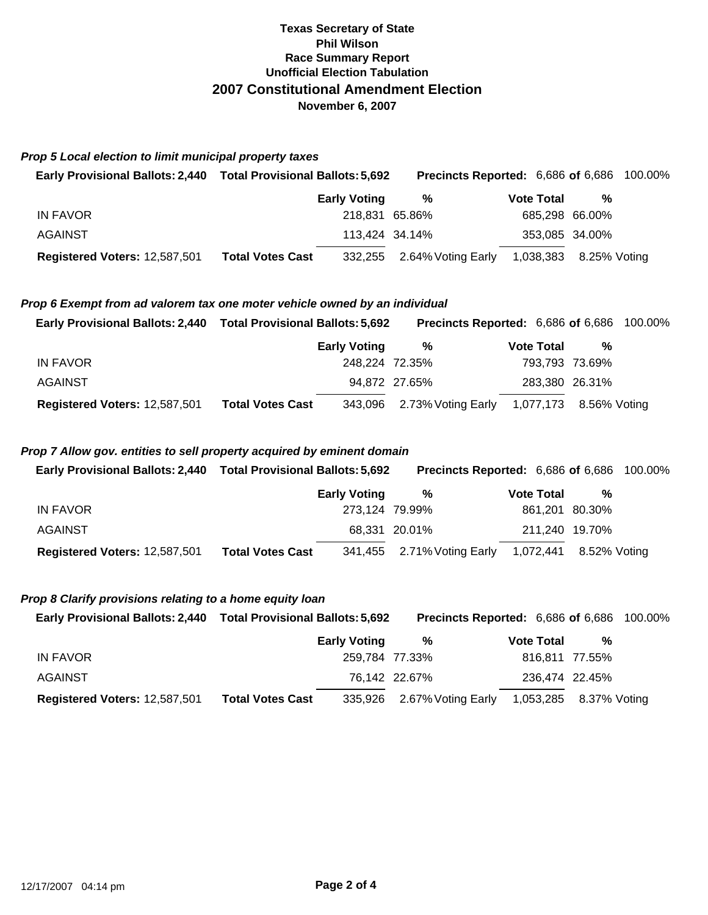**Texas Secretary of State**
**Phil Wilson**
**Race Summary Report**
**Unofficial Election Tabulation**

## 2007 Constitutional Amendment Election

**November 6, 2007**

### *Prop 5 Local election to limit municipal property taxes*

**Early Provisional Ballots:** 2,440 **Total Provisional Ballots:** 5,692 **Precincts Reported:** 6,686 **of** 6,686 100.00%

| | | Early Voting | % | Vote Total | % |
|---|---|---|---|---|---|
| IN FAVOR | | 218,831 | 65.86% | 685,298 | 66.00% |
| AGAINST | | 113,424 | 34.14% | 353,085 | 34.00% |
| **Registered Voters:** 12,587,501 | **Total Votes Cast** | 332,255 | 2.64% Voting Early | 1,038,383 | 8.25% Voting |

### *Prop 6 Exempt from ad valorem tax one moter vehicle owned by an individual*

**Early Provisional Ballots:** 2,440 **Total Provisional Ballots:** 5,692 **Precincts Reported:** 6,686 **of** 6,686 100.00%

| | | Early Voting | % | Vote Total | % |
|---|---|---|---|---|---|
| IN FAVOR | | 248,224 | 72.35% | 793,793 | 73.69% |
| AGAINST | | 94,872 | 27.65% | 283,380 | 26.31% |
| **Registered Voters:** 12,587,501 | **Total Votes Cast** | 343,096 | 2.73% Voting Early | 1,077,173 | 8.56% Voting |

### *Prop 7 Allow gov. entities to sell property acquired by eminent domain*

**Early Provisional Ballots:** 2,440 **Total Provisional Ballots:** 5,692 **Precincts Reported:** 6,686 **of** 6,686 100.00%

| | | Early Voting | % | Vote Total | % |
|---|---|---|---|---|---|
| IN FAVOR | | 273,124 | 79.99% | 861,201 | 80.30% |
| AGAINST | | 68,331 | 20.01% | 211,240 | 19.70% |
| **Registered Voters:** 12,587,501 | **Total Votes Cast** | 341,455 | 2.71% Voting Early | 1,072,441 | 8.52% Voting |

### *Prop 8 Clarify provisions relating to a home equity loan*

**Early Provisional Ballots:** 2,440 **Total Provisional Ballots:** 5,692 **Precincts Reported:** 6,686 **of** 6,686 100.00%

| | | Early Voting | % | Vote Total | % |
|---|---|---|---|---|---|
| IN FAVOR | | 259,784 | 77.33% | 816,811 | 77.55% |
| AGAINST | | 76,142 | 22.67% | 236,474 | 22.45% |
| **Registered Voters:** 12,587,501 | **Total Votes Cast** | 335,926 | 2.67% Voting Early | 1,053,285 | 8.37% Voting |

12/17/2007 04:14 pm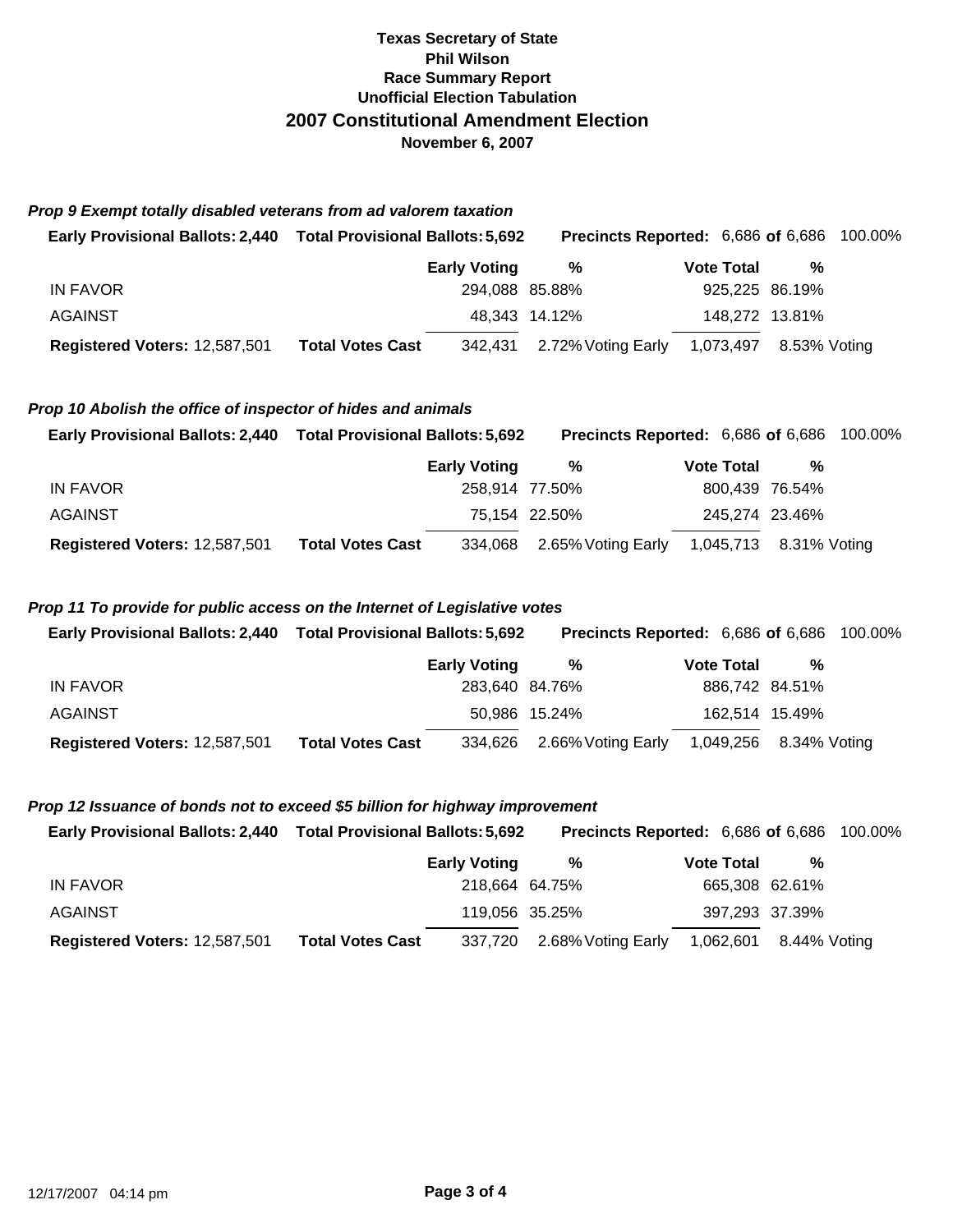**Texas Secretary of State**
**Phil Wilson**
**Race Summary Report**
**Unofficial Election Tabulation**

## 2007 Constitutional Amendment Election

**November 6, 2007**

### *Prop 9 Exempt totally disabled veterans from ad valorem taxation*

**Early Provisional Ballots: 2,440** **Total Provisional Ballots: 5,692** **Precincts Reported:** 6,686 **of** 6,686 100.00%

| | | Early Voting | % | Vote Total | % |
|---|---|---|---|---|---|
| IN FAVOR | | 294,088 | 85.88% | 925,225 | 86.19% |
| AGAINST | | 48,343 | 14.12% | 148,272 | 13.81% |
| **Registered Voters:** 12,587,501 | **Total Votes Cast** | 342,431 | 2.72% Voting Early | 1,073,497 | 8.53% Voting |

### *Prop 10 Abolish the office of inspector of hides and animals*

**Early Provisional Ballots: 2,440** **Total Provisional Ballots: 5,692** **Precincts Reported:** 6,686 **of** 6,686 100.00%

| | | Early Voting | % | Vote Total | % |
|---|---|---|---|---|---|
| IN FAVOR | | 258,914 | 77.50% | 800,439 | 76.54% |
| AGAINST | | 75,154 | 22.50% | 245,274 | 23.46% |
| **Registered Voters:** 12,587,501 | **Total Votes Cast** | 334,068 | 2.65% Voting Early | 1,045,713 | 8.31% Voting |

### *Prop 11 To provide for public access on the Internet of Legislative votes*

**Early Provisional Ballots: 2,440** **Total Provisional Ballots: 5,692** **Precincts Reported:** 6,686 **of** 6,686 100.00%

| | | Early Voting | % | Vote Total | % |
|---|---|---|---|---|---|
| IN FAVOR | | 283,640 | 84.76% | 886,742 | 84.51% |
| AGAINST | | 50,986 | 15.24% | 162,514 | 15.49% |
| **Registered Voters:** 12,587,501 | **Total Votes Cast** | 334,626 | 2.66% Voting Early | 1,049,256 | 8.34% Voting |

### *Prop 12 Issuance of bonds not to exceed $5 billion for highway improvement*

**Early Provisional Ballots: 2,440** **Total Provisional Ballots: 5,692** **Precincts Reported:** 6,686 **of** 6,686 100.00%

| | | Early Voting | % | Vote Total | % |
|---|---|---|---|---|---|
| IN FAVOR | | 218,664 | 64.75% | 665,308 | 62.61% |
| AGAINST | | 119,056 | 35.25% | 397,293 | 37.39% |
| **Registered Voters:** 12,587,501 | **Total Votes Cast** | 337,720 | 2.68% Voting Early | 1,062,601 | 8.44% Voting |

12/17/2007 04:14 pm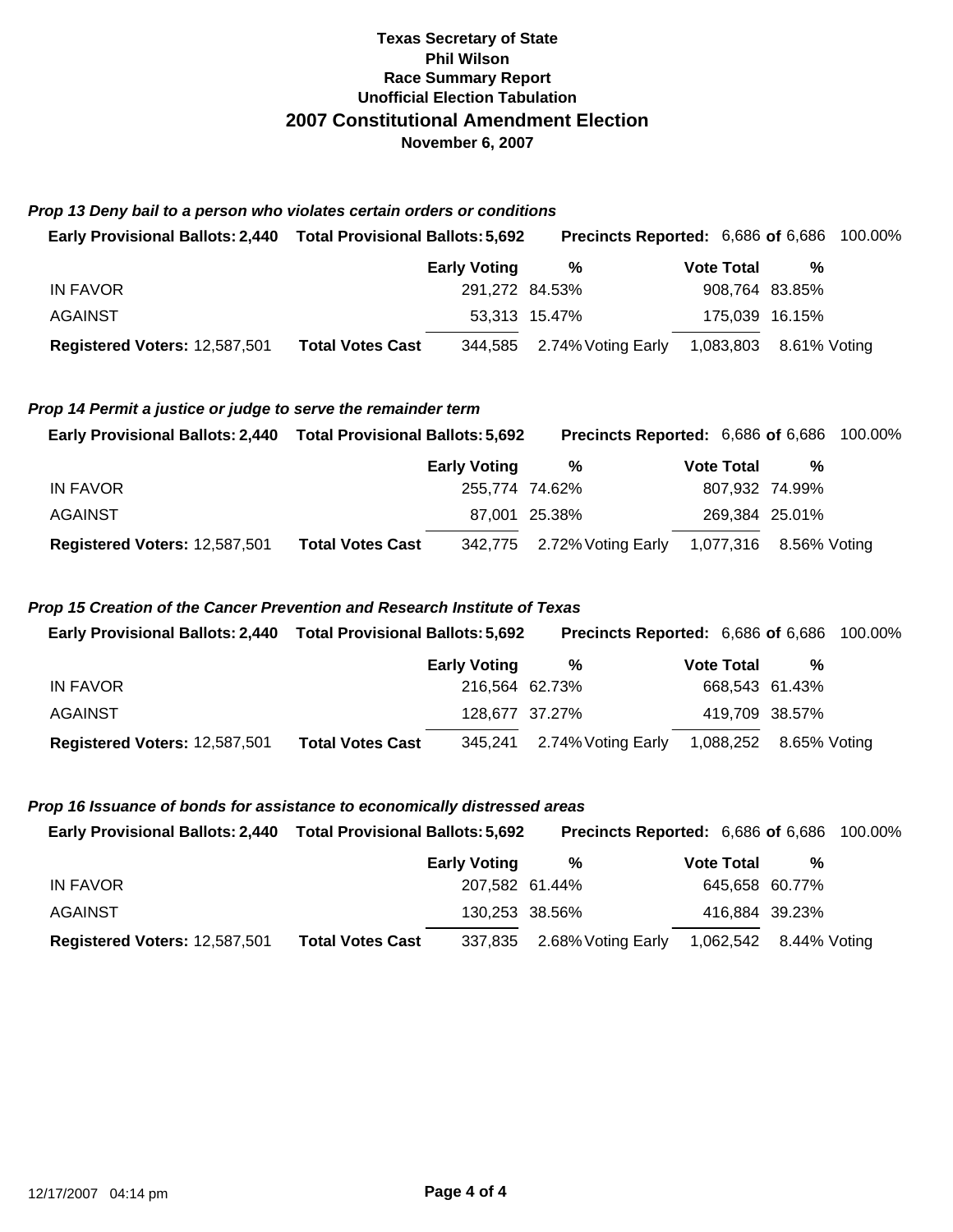**Texas Secretary of State**
**Phil Wilson**
**Race Summary Report**
**Unofficial Election Tabulation**

# 2007 Constitutional Amendment Election

**November 6, 2007**

### *Prop 13 Deny bail to a person who violates certain orders or conditions*

**Early Provisional Ballots:** 2,440 **Total Provisional Ballots:** 5,692 **Precincts Reported:** 6,686 **of** 6,686 100.00%

| | | Early Voting | % | Vote Total | % |
|---|---|---|---|---|---|
| IN FAVOR | | 291,272 | 84.53% | 908,764 | 83.85% |
| AGAINST | | 53,313 | 15.47% | 175,039 | 16.15% |
| **Registered Voters:** 12,587,501 | **Total Votes Cast** | 344,585 | 2.74% Voting Early | 1,083,803 | 8.61% Voting |

### *Prop 14 Permit a justice or judge to serve the remainder term*

**Early Provisional Ballots:** 2,440 **Total Provisional Ballots:** 5,692 **Precincts Reported:** 6,686 **of** 6,686 100.00%

| | | Early Voting | % | Vote Total | % |
|---|---|---|---|---|---|
| IN FAVOR | | 255,774 | 74.62% | 807,932 | 74.99% |
| AGAINST | | 87,001 | 25.38% | 269,384 | 25.01% |
| **Registered Voters:** 12,587,501 | **Total Votes Cast** | 342,775 | 2.72% Voting Early | 1,077,316 | 8.56% Voting |

### *Prop 15 Creation of the Cancer Prevention and Research Institute of Texas*

**Early Provisional Ballots:** 2,440 **Total Provisional Ballots:** 5,692 **Precincts Reported:** 6,686 **of** 6,686 100.00%

| | | Early Voting | % | Vote Total | % |
|---|---|---|---|---|---|
| IN FAVOR | | 216,564 | 62.73% | 668,543 | 61.43% |
| AGAINST | | 128,677 | 37.27% | 419,709 | 38.57% |
| **Registered Voters:** 12,587,501 | **Total Votes Cast** | 345,241 | 2.74% Voting Early | 1,088,252 | 8.65% Voting |

### *Prop 16 Issuance of bonds for assistance to economically distressed areas*

**Early Provisional Ballots:** 2,440 **Total Provisional Ballots:** 5,692 **Precincts Reported:** 6,686 **of** 6,686 100.00%

| | | Early Voting | % | Vote Total | % |
|---|---|---|---|---|---|
| IN FAVOR | | 207,582 | 61.44% | 645,658 | 60.77% |
| AGAINST | | 130,253 | 38.56% | 416,884 | 39.23% |
| **Registered Voters:** 12,587,501 | **Total Votes Cast** | 337,835 | 2.68% Voting Early | 1,062,542 | 8.44% Voting |

12/17/2007 04:14 pm